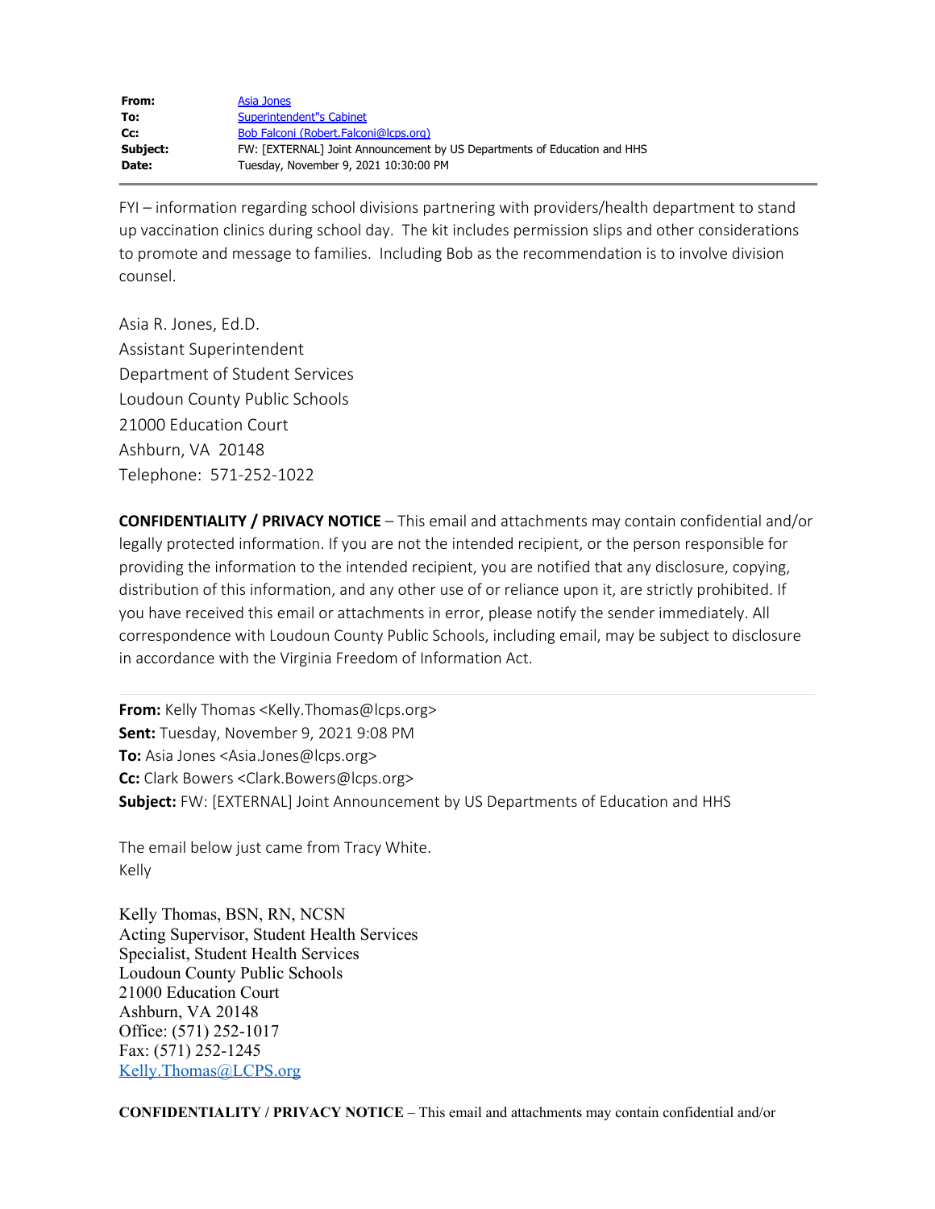| | |
|---|---|
| **From:** | Asia Jones |
| **To:** | Superintendent"s Cabinet |
| **Cc:** | Bob Falconi (Robert.Falconi@lcps.org) |
| **Subject:** | FW: [EXTERNAL] Joint Announcement by US Departments of Education and HHS |
| **Date:** | Tuesday, November 9, 2021 10:30:00 PM |

FYI – information regarding school divisions partnering with providers/health department to stand up vaccination clinics during school day. The kit includes permission slips and other considerations to promote and message to families. Including Bob as the recommendation is to involve division counsel.

Asia R. Jones, Ed.D.
Assistant Superintendent
Department of Student Services
Loudoun County Public Schools
21000 Education Court
Ashburn, VA 20148
Telephone: 571-252-1022

**CONFIDENTIALITY / PRIVACY NOTICE** – This email and attachments may contain confidential and/or legally protected information. If you are not the intended recipient, or the person responsible for providing the information to the intended recipient, you are notified that any disclosure, copying, distribution of this information, and any other use of or reliance upon it, are strictly prohibited. If you have received this email or attachments in error, please notify the sender immediately. All correspondence with Loudoun County Public Schools, including email, may be subject to disclosure in accordance with the Virginia Freedom of Information Act.

---

**From:** Kelly Thomas <Kelly.Thomas@lcps.org>
**Sent:** Tuesday, November 9, 2021 9:08 PM
**To:** Asia Jones <Asia.Jones@lcps.org>
**Cc:** Clark Bowers <Clark.Bowers@lcps.org>
**Subject:** FW: [EXTERNAL] Joint Announcement by US Departments of Education and HHS

The email below just came from Tracy White.
Kelly

Kelly Thomas, BSN, RN, NCSN
Acting Supervisor, Student Health Services
Specialist, Student Health Services
Loudoun County Public Schools
21000 Education Court
Ashburn, VA 20148
Office: (571) 252-1017
Fax: (571) 252-1245
Kelly.Thomas@LCPS.org

**CONFIDENTIALITY / PRIVACY NOTICE** – This email and attachments may contain confidential and/or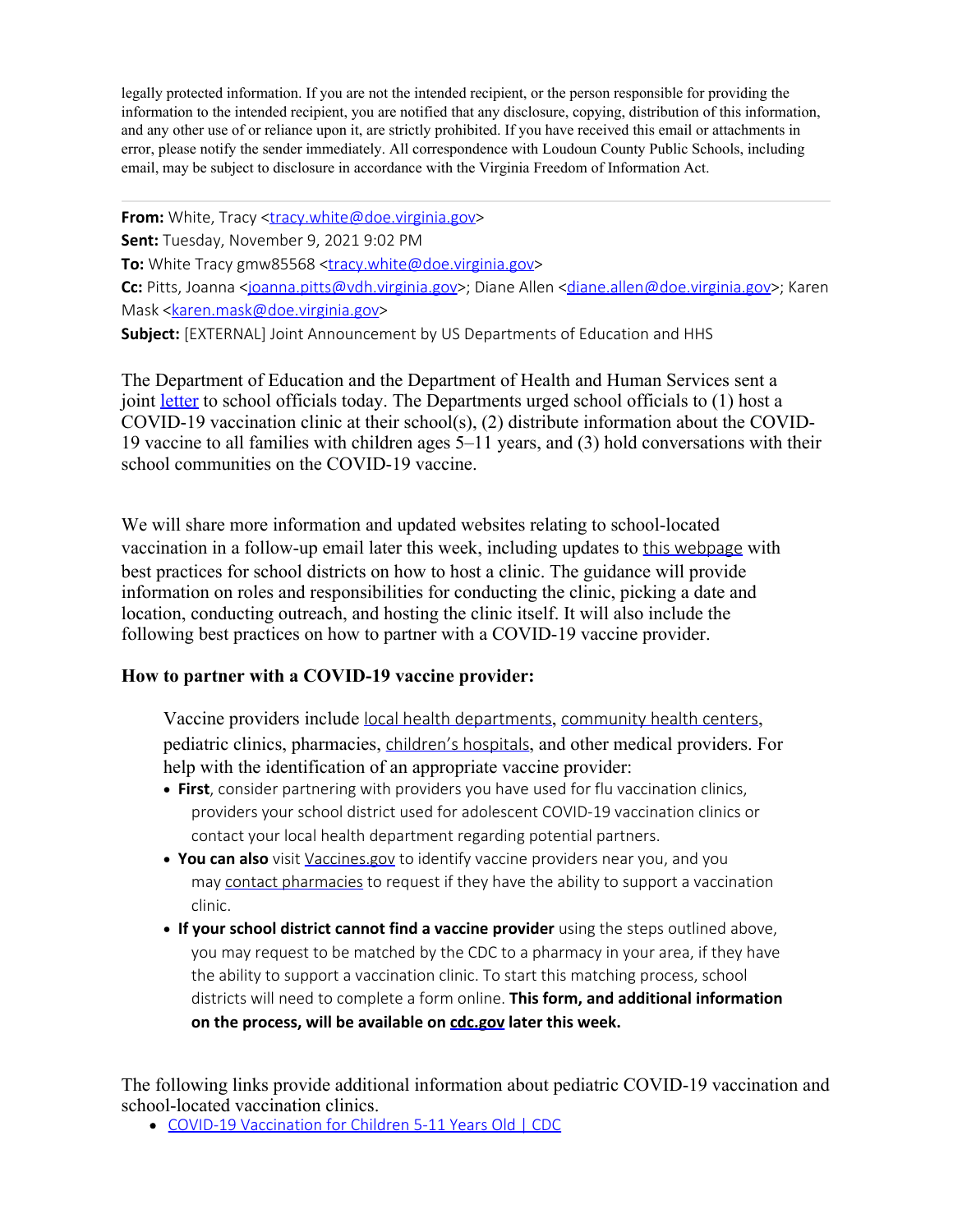legally protected information. If you are not the intended recipient, or the person responsible for providing the information to the intended recipient, you are notified that any disclosure, copying, distribution of this information, and any other use of or reliance upon it, are strictly prohibited. If you have received this email or attachments in error, please notify the sender immediately. All correspondence with Loudoun County Public Schools, including email, may be subject to disclosure in accordance with the Virginia Freedom of Information Act.

---

**From:** White, Tracy <tracy.white@doe.virginia.gov>
**Sent:** Tuesday, November 9, 2021 9:02 PM
**To:** White Tracy gmw85568 <tracy.white@doe.virginia.gov>
**Cc:** Pitts, Joanna <joanna.pitts@vdh.virginia.gov>; Diane Allen <diane.allen@doe.virginia.gov>; Karen Mask <karen.mask@doe.virginia.gov>
**Subject:** [EXTERNAL] Joint Announcement by US Departments of Education and HHS

The Department of Education and the Department of Health and Human Services sent a joint letter to school officials today. The Departments urged school officials to (1) host a COVID-19 vaccination clinic at their school(s), (2) distribute information about the COVID-19 vaccine to all families with children ages 5–11 years, and (3) hold conversations with their school communities on the COVID-19 vaccine.

We will share more information and updated websites relating to school-located vaccination in a follow-up email later this week, including updates to this webpage with best practices for school districts on how to host a clinic. The guidance will provide information on roles and responsibilities for conducting the clinic, picking a date and location, conducting outreach, and hosting the clinic itself. It will also include the following best practices on how to partner with a COVID-19 vaccine provider.

**How to partner with a COVID-19 vaccine provider:**

Vaccine providers include local health departments, community health centers, pediatric clinics, pharmacies, children's hospitals, and other medical providers. For help with the identification of an appropriate vaccine provider:

- **First**, consider partnering with providers you have used for flu vaccination clinics, providers your school district used for adolescent COVID-19 vaccination clinics or contact your local health department regarding potential partners.
- **You can also** visit Vaccines.gov to identify vaccine providers near you, and you may contact pharmacies to request if they have the ability to support a vaccination clinic.
- **If your school district cannot find a vaccine provider** using the steps outlined above, you may request to be matched by the CDC to a pharmacy in your area, if they have the ability to support a vaccination clinic. To start this matching process, school districts will need to complete a form online. **This form, and additional information on the process, will be available on cdc.gov later this week.**

The following links provide additional information about pediatric COVID-19 vaccination and school-located vaccination clinics.

- COVID-19 Vaccination for Children 5-11 Years Old | CDC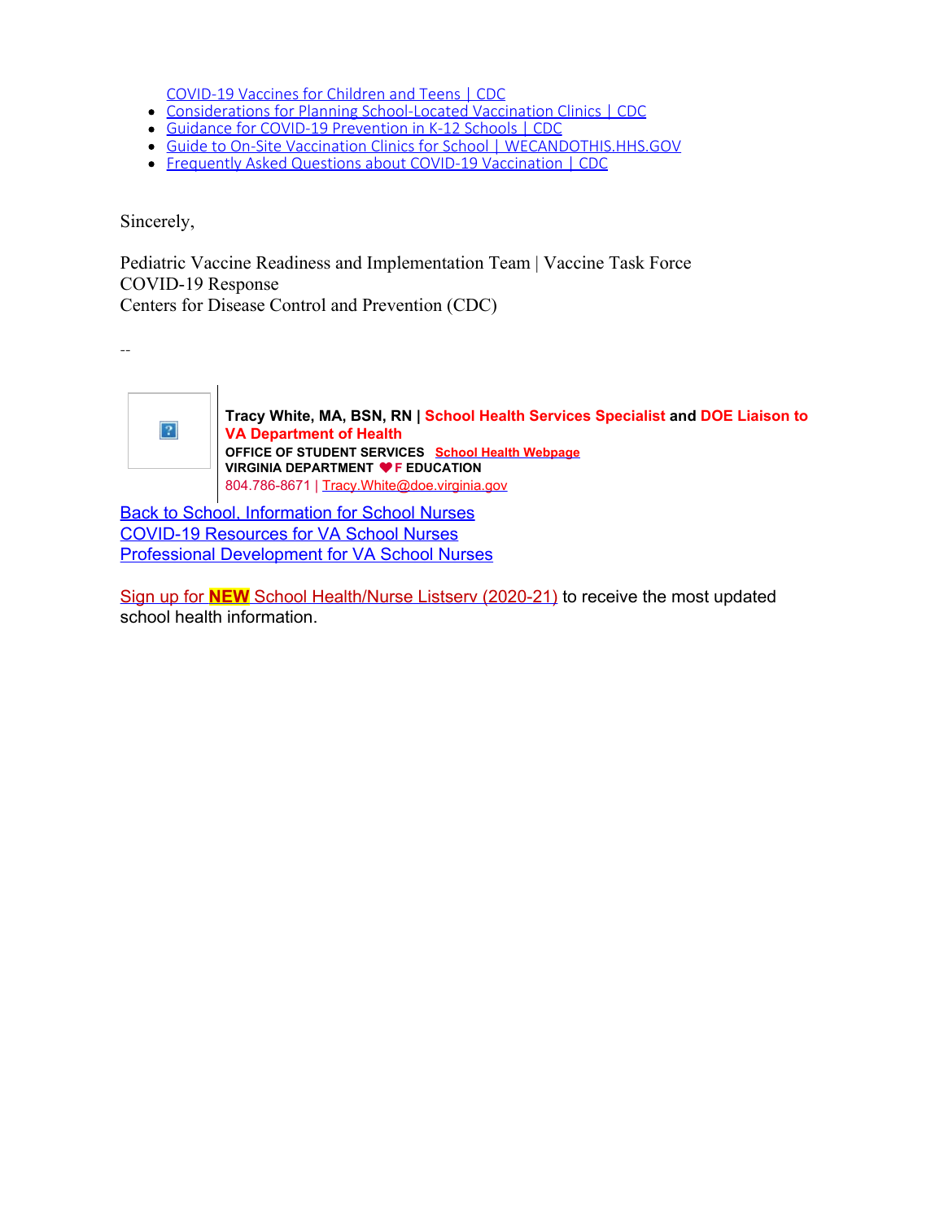- COVID-19 Vaccines for Children and Teens | CDC
- Considerations for Planning School-Located Vaccination Clinics | CDC
- Guidance for COVID-19 Prevention in K-12 Schools | CDC
- Guide to On-Site Vaccination Clinics for School | WECANDOTHIS.HHS.GOV
- Frequently Asked Questions about COVID-19 Vaccination | CDC

Sincerely,

Pediatric Vaccine Readiness and Implementation Team | Vaccine Task Force
COVID-19 Response
Centers for Disease Control and Prevention (CDC)

--

**Tracy White, MA, BSN, RN | School Health Services Specialist and DOE Liaison to VA Department of Health**
**OFFICE OF STUDENT SERVICES** School Health Webpage
**VIRGINIA DEPARTMENT ♥F EDUCATION**
804.786-8671 | Tracy.White@doe.virginia.gov

Back to School, Information for School Nurses
COVID-19 Resources for VA School Nurses
Professional Development for VA School Nurses

Sign up for **NEW** School Health/Nurse Listserv (2020-21) to receive the most updated school health information.